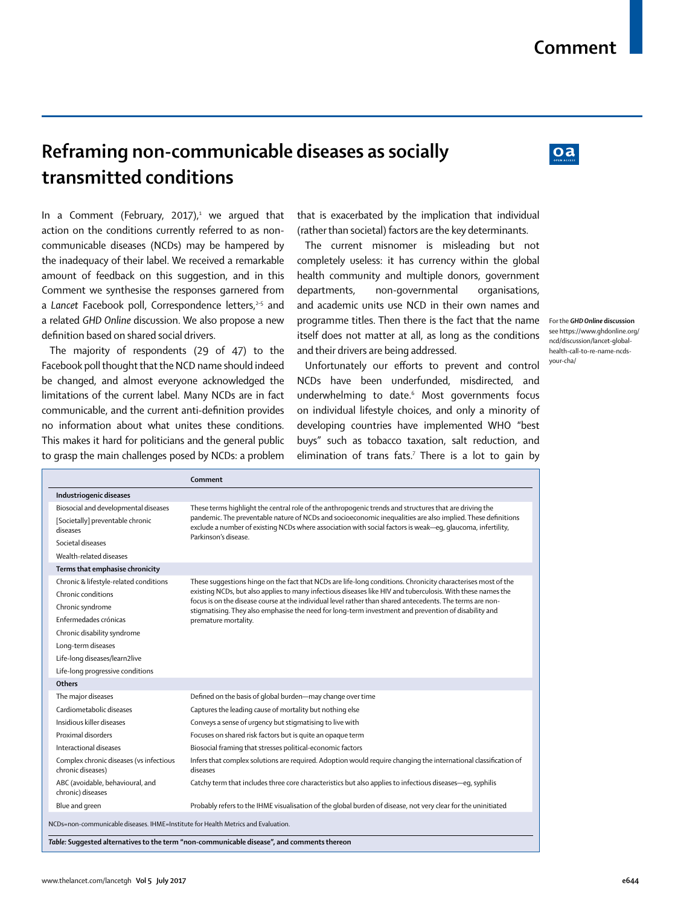# Reframing non-communicable diseases as socially transmitted conditions

In a Comment (February, 2017),[1] we argued that action on the conditions currently referred to as non-communicable diseases (NCDs) may be hampered by the inadequacy of their label. We received a remarkable amount of feedback on this suggestion, and in this Comment we synthesise the responses garnered from a *Lancet* Facebook poll, Correspondence letters,[2–5] and a related *GHD Online* discussion. We also propose a new definition based on shared social drivers.

The majority of respondents (29 of 47) to the Facebook poll thought that the NCD name should indeed be changed, and almost everyone acknowledged the limitations of the current label. Many NCDs are in fact communicable, and the current anti-definition provides no information about what unites these conditions. This makes it hard for politicians and the general public to grasp the main challenges posed by NCDs: a problem that is exacerbated by the implication that individual (rather than societal) factors are the key determinants.

The current misnomer is misleading but not completely useless: it has currency within the global health community and multiple donors, government departments, non-governmental organisations, and academic units use NCD in their own names and programme titles. Then there is the fact that the name itself does not matter at all, as long as the conditions and their drivers are being addressed.

For the *GHD Online* discussion see https://www.ghdonline.org/ncd/discussion/lancet-global-health-call-to-re-name-ncds-your-cha/

Unfortunately our efforts to prevent and control NCDs have been underfunded, misdirected, and underwhelming to date.[6] Most governments focus on individual lifestyle choices, and only a minority of developing countries have implemented WHO "best buys" such as tobacco taxation, salt reduction, and elimination of trans fats.[7] There is a lot to gain by

| | Comment |
|---|---|
| **Industriogenic diseases** | |
| Biosocial and developmental diseases | These terms highlight the central role of the anthropogenic trends and structures that are driving the pandemic. The preventable nature of NCDs and socioeconomic inequalities are also implied. These definitions exclude a number of existing NCDs where association with social factors is weak—eg, glaucoma, infertility, Parkinson's disease. |
| [Societally] preventable chronic diseases | |
| Societal diseases | |
| Wealth-related diseases | |
| **Terms that emphasise chronicity** | |
| Chronic & lifestyle-related conditions | These suggestions hinge on the fact that NCDs are life-long conditions. Chronicity characterises most of the existing NCDs, but also applies to many infectious diseases like HIV and tuberculosis. With these names the focus is on the disease course at the individual level rather than shared antecedents. The terms are non-stigmatising. They also emphasise the need for long-term investment and prevention of disability and premature mortality. |
| Chronic conditions | |
| Chronic syndrome | |
| Enfermedades crónicas | |
| Chronic disability syndrome | |
| Long-term diseases | |
| Life-long diseases/learn2live | |
| Life-long progressive conditions | |
| **Others** | |
| The major diseases | Defined on the basis of global burden—may change over time |
| Cardiometabolic diseases | Captures the leading cause of mortality but nothing else |
| Insidious killer diseases | Conveys a sense of urgency but stigmatising to live with |
| Proximal disorders | Focuses on shared risk factors but is quite an opaque term |
| Interactional diseases | Biosocial framing that stresses political-economic factors |
| Complex chronic diseases (vs infectious chronic diseases) | Infers that complex solutions are required. Adoption would require changing the international classification of diseases |
| ABC (avoidable, behavioural, and chronic) diseases | Catchy term that includes three core characteristics but also applies to infectious diseases—eg, syphilis |
| Blue and green | Probably refers to the IHME visualisation of the global burden of disease, not very clear for the uninitiated |

NCDs=non-communicable diseases. IHME=Institute for Health Metrics and Evaluation.

*Table:* **Suggested alternatives to the term "non-communicable disease", and comments thereon**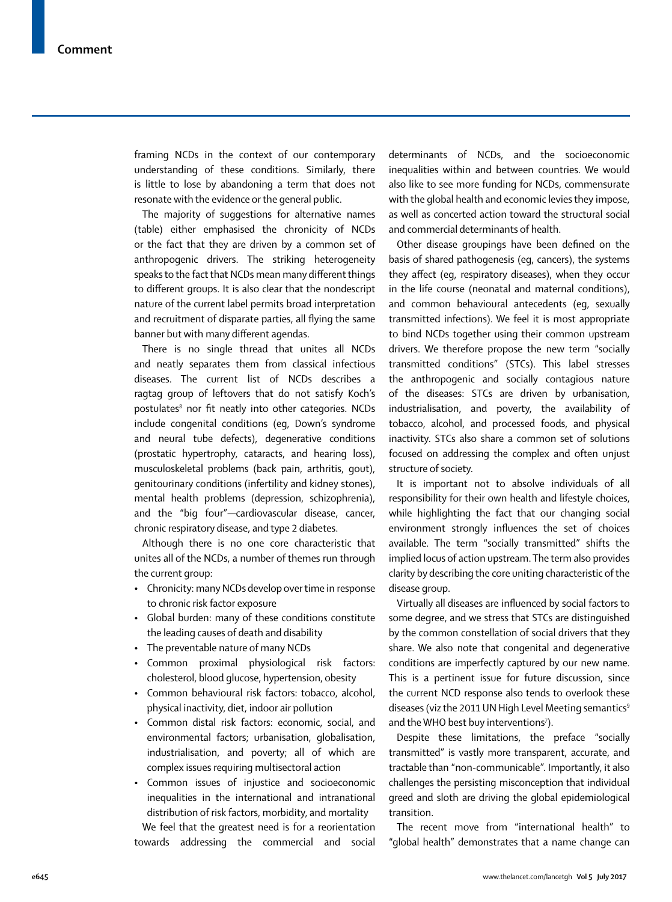framing NCDs in the context of our contemporary understanding of these conditions. Similarly, there is little to lose by abandoning a term that does not resonate with the evidence or the general public.

The majority of suggestions for alternative names (table) either emphasised the chronicity of NCDs or the fact that they are driven by a common set of anthropogenic drivers. The striking heterogeneity speaks to the fact that NCDs mean many different things to different groups. It is also clear that the nondescript nature of the current label permits broad interpretation and recruitment of disparate parties, all flying the same banner but with many different agendas.

There is no single thread that unites all NCDs and neatly separates them from classical infectious diseases. The current list of NCDs describes a ragtag group of leftovers that do not satisfy Koch's postulates[8] nor fit neatly into other categories. NCDs include congenital conditions (eg, Down's syndrome and neural tube defects), degenerative conditions (prostatic hypertrophy, cataracts, and hearing loss), musculoskeletal problems (back pain, arthritis, gout), genitourinary conditions (infertility and kidney stones), mental health problems (depression, schizophrenia), and the "big four"—cardiovascular disease, cancer, chronic respiratory disease, and type 2 diabetes.

Although there is no one core characteristic that unites all of the NCDs, a number of themes run through the current group:

- Chronicity: many NCDs develop over time in response to chronic risk factor exposure
- Global burden: many of these conditions constitute the leading causes of death and disability
- The preventable nature of many NCDs
- Common proximal physiological risk factors: cholesterol, blood glucose, hypertension, obesity
- Common behavioural risk factors: tobacco, alcohol, physical inactivity, diet, indoor air pollution
- Common distal risk factors: economic, social, and environmental factors; urbanisation, globalisation, industrialisation, and poverty; all of which are complex issues requiring multisectoral action
- Common issues of injustice and socioeconomic inequalities in the international and intranational distribution of risk factors, morbidity, and mortality

We feel that the greatest need is for a reorientation towards addressing the commercial and social determinants of NCDs, and the socioeconomic inequalities within and between countries. We would also like to see more funding for NCDs, commensurate with the global health and economic levies they impose, as well as concerted action toward the structural social and commercial determinants of health.

Other disease groupings have been defined on the basis of shared pathogenesis (eg, cancers), the systems they affect (eg, respiratory diseases), when they occur in the life course (neonatal and maternal conditions), and common behavioural antecedents (eg, sexually transmitted infections). We feel it is most appropriate to bind NCDs together using their common upstream drivers. We therefore propose the new term "socially transmitted conditions" (STCs). This label stresses the anthropogenic and socially contagious nature of the diseases: STCs are driven by urbanisation, industrialisation, and poverty, the availability of tobacco, alcohol, and processed foods, and physical inactivity. STCs also share a common set of solutions focused on addressing the complex and often unjust structure of society.

It is important not to absolve individuals of all responsibility for their own health and lifestyle choices, while highlighting the fact that our changing social environment strongly influences the set of choices available. The term "socially transmitted" shifts the implied locus of action upstream. The term also provides clarity by describing the core uniting characteristic of the disease group.

Virtually all diseases are influenced by social factors to some degree, and we stress that STCs are distinguished by the common constellation of social drivers that they share. We also note that congenital and degenerative conditions are imperfectly captured by our new name. This is a pertinent issue for future discussion, since the current NCD response also tends to overlook these diseases (viz the 2011 UN High Level Meeting semantics[9] and the WHO best buy interventions[7]).

Despite these limitations, the preface "socially transmitted" is vastly more transparent, accurate, and tractable than "non-communicable". Importantly, it also challenges the persisting misconception that individual greed and sloth are driving the global epidemiological transition.

The recent move from "international health" to "global health" demonstrates that a name change can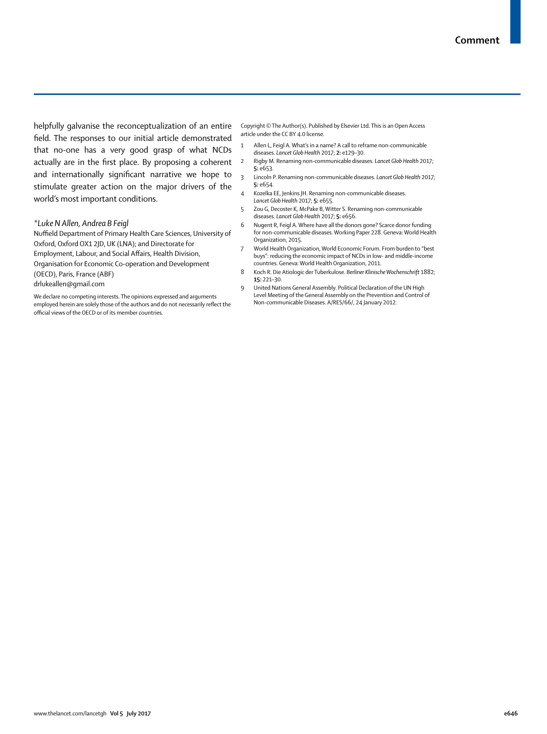helpfully galvanise the reconceptualization of an entire field. The responses to our initial article demonstrated that no-one has a very good grasp of what NCDs actually are in the first place. By proposing a coherent and internationally significant narrative we hope to stimulate greater action on the major drivers of the world's most important conditions.

*\*Luke N Allen, Andrea B Feigl*

Nuffield Department of Primary Health Care Sciences, University of Oxford, Oxford OX1 2JD, UK (LNA); and Directorate for Employment, Labour, and Social Affairs, Health Division, Organisation for Economic Co-operation and Development (OECD), Paris, France (ABF)
drlukeallen@gmail.com

We declare no competing interests. The opinions expressed and arguments employed herein are solely those of the authors and do not necessarily reflect the official views of the OECD or of its member countries.

Copyright © The Author(s). Published by Elsevier Ltd. This is an Open Access article under the CC BY 4.0 license.

1. Allen L, Feigl A. What's in a name? A call to reframe non-communicable diseases. *Lancet Glob Health* 2017; **2:** e129–30.
2. Rigby M. Renaming non-communicable diseases. *Lancet Glob Health* 2017; **5:** e653.
3. Lincoln P. Renaming non-communicable diseases. *Lancet Glob Health* 2017; **5:** e654.
4. Kozelka EE, Jenkins JH. Renaming non-communicable diseases. *Lancet Glob Health* 2017; **5:** e655.
5. Zou G, Decoster K, McPake B, Witter S. Renaming non-communicable diseases. *Lancet Glob Health* 2017; **5:** e656.
6. Nugent R, Feigl A. Where have all the donors gone? Scarce donor funding for non-communicable diseases. Working Paper 228. Geneva: World Health Organization, 2015.
7. World Health Organization, World Economic Forum. From burden to "best buys": reducing the economic impact of NCDs in low- and middle-income countries. Geneva: World Health Organization, 2011.
8. Koch R. Die Atiologic der Tuberkulose. *Berliner Klinische Wochenschrift* 1882; **15:** 221–30.
9. United Nations General Assembly. Political Declaration of the UN High Level Meeting of the General Assembly on the Prevention and Control of Non-communicable Diseases. A/RES/66/, 24 January 2012.